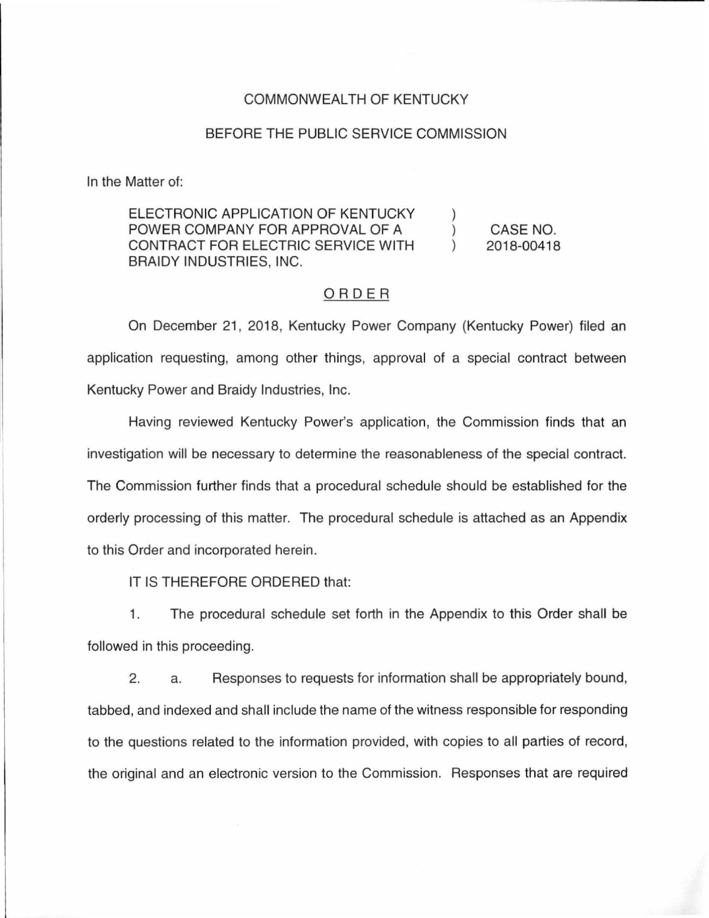COMMONWEALTH OF KENTUCKY

BEFORE THE PUBLIC SERVICE COMMISSION

In the Matter of:

| | | |
|---|---|---|
| ELECTRONIC APPLICATION OF KENTUCKY POWER COMPANY FOR APPROVAL OF A CONTRACT FOR ELECTRIC SERVICE WITH BRAIDY INDUSTRIES, INC. | ) ) ) | CASE NO. 2018-00418 |

## ORDER

On December 21, 2018, Kentucky Power Company (Kentucky Power) filed an application requesting, among other things, approval of a special contract between Kentucky Power and Braidy Industries, Inc.

Having reviewed Kentucky Power's application, the Commission finds that an investigation will be necessary to determine the reasonableness of the special contract. The Commission further finds that a procedural schedule should be established for the orderly processing of this matter. The procedural schedule is attached as an Appendix to this Order and incorporated herein.

IT IS THEREFORE ORDERED that:

1. The procedural schedule set forth in the Appendix to this Order shall be followed in this proceeding.

2. a. Responses to requests for information shall be appropriately bound, tabbed, and indexed and shall include the name of the witness responsible for responding to the questions related to the information provided, with copies to all parties of record, the original and an electronic version to the Commission. Responses that are required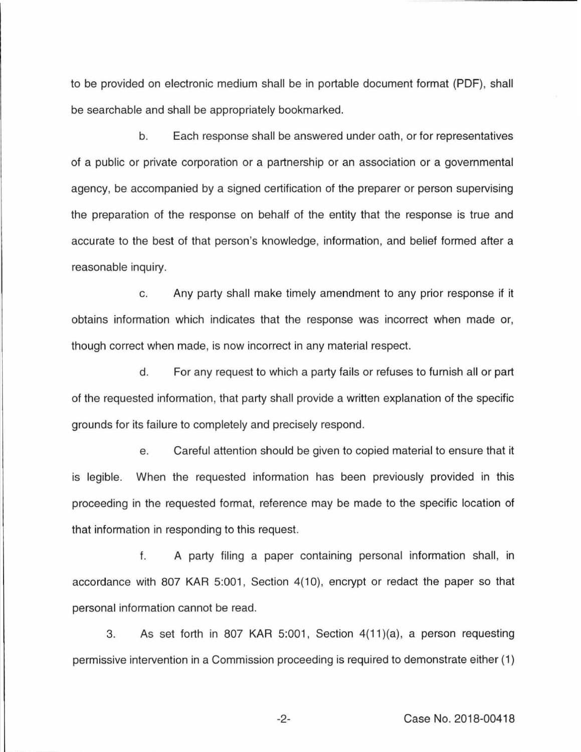to be provided on electronic medium shall be in portable document format (PDF), shall be searchable and shall be appropriately bookmarked.

b. Each response shall be answered under oath, or for representatives of a public or private corporation or a partnership or an association or a governmental agency, be accompanied by a signed certification of the preparer or person supervising the preparation of the response on behalf of the entity that the response is true and accurate to the best of that person's knowledge, information, and belief formed after a reasonable inquiry.

c. Any party shall make timely amendment to any prior response if it obtains information which indicates that the response was incorrect when made or, though correct when made, is now incorrect in any material respect.

d. For any request to which a party fails or refuses to furnish all or part of the requested information, that party shall provide a written explanation of the specific grounds for its failure to completely and precisely respond.

e. Careful attention should be given to copied material to ensure that it is legible. When the requested information has been previously provided in this proceeding in the requested format, reference may be made to the specific location of that information in responding to this request.

f. A party filing a paper containing personal information shall, in accordance with 807 KAR 5:001, Section 4(10), encrypt or redact the paper so that personal information cannot be read.

3. As set forth in 807 KAR 5:001, Section 4(11)(a), a person requesting permissive intervention in a Commission proceeding is required to demonstrate either (1)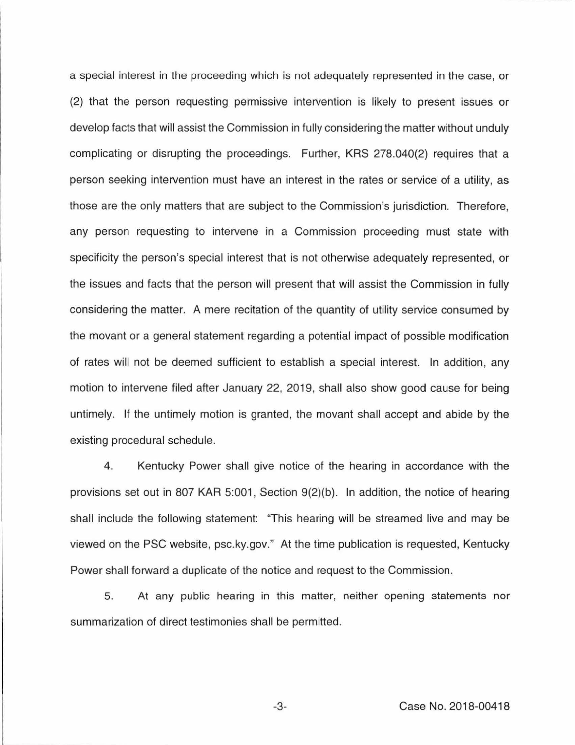a special interest in the proceeding which is not adequately represented in the case, or (2) that the person requesting permissive intervention is likely to present issues or develop facts that will assist the Commission in fully considering the matter without unduly complicating or disrupting the proceedings. Further, KRS 278.040(2) requires that a person seeking intervention must have an interest in the rates or service of a utility, as those are the only matters that are subject to the Commission's jurisdiction. Therefore, any person requesting to intervene in a Commission proceeding must state with specificity the person's special interest that is not otherwise adequately represented, or the issues and facts that the person will present that will assist the Commission in fully considering the matter. A mere recitation of the quantity of utility service consumed by the movant or a general statement regarding a potential impact of possible modification of rates will not be deemed sufficient to establish a special interest. In addition, any motion to intervene filed after January 22, 2019, shall also show good cause for being untimely. If the untimely motion is granted, the movant shall accept and abide by the existing procedural schedule.

4. Kentucky Power shall give notice of the hearing in accordance with the provisions set out in 807 KAR 5:001, Section 9(2)(b). In addition, the notice of hearing shall include the following statement: "This hearing will be streamed live and may be viewed on the PSC website, psc.ky.gov." At the time publication is requested, Kentucky Power shall forward a duplicate of the notice and request to the Commission.

5. At any public hearing in this matter, neither opening statements nor summarization of direct testimonies shall be permitted.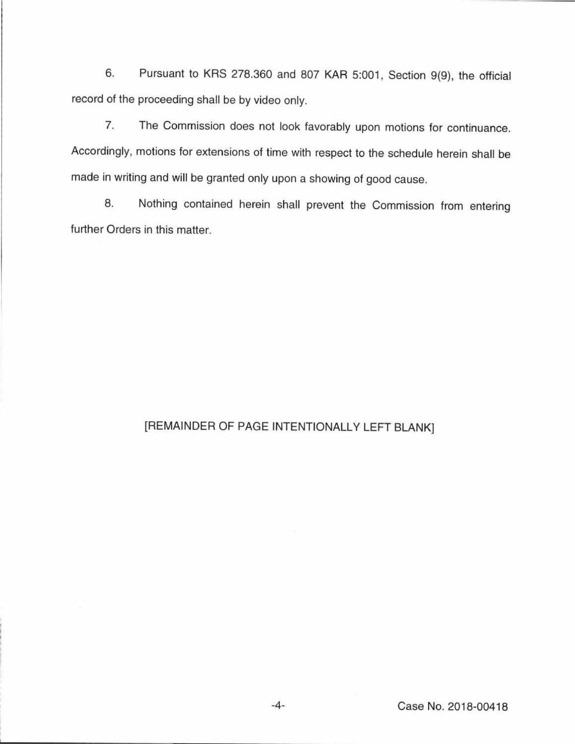6. Pursuant to KRS 278.360 and 807 KAR 5:001, Section 9(9), the official record of the proceeding shall be by video only.

7. The Commission does not look favorably upon motions for continuance. Accordingly, motions for extensions of time with respect to the schedule herein shall be made in writing and will be granted only upon a showing of good cause.

8. Nothing contained herein shall prevent the Commission from entering further Orders in this matter.

[REMAINDER OF PAGE INTENTIONALLY LEFT BLANK]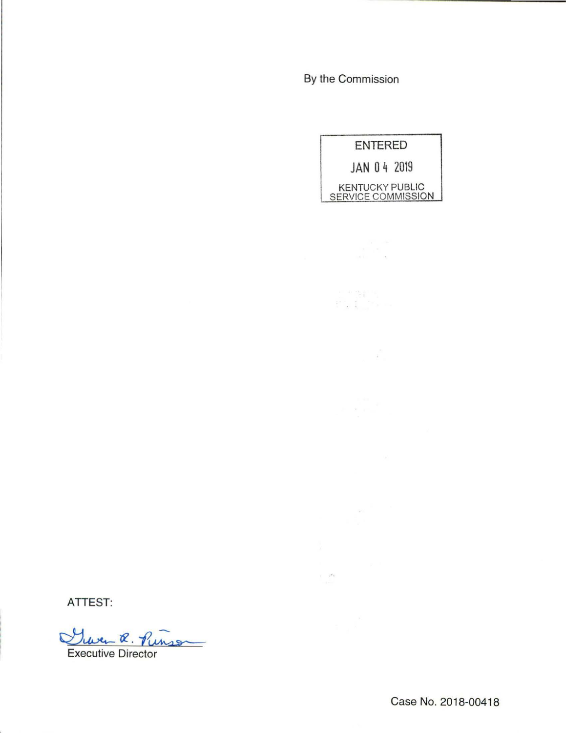By the Commission

ENTERED

JAN 04 2019

KENTUCKY PUBLIC SERVICE COMMISSION

ATTEST:

Executive Director

Case No. 2018-00418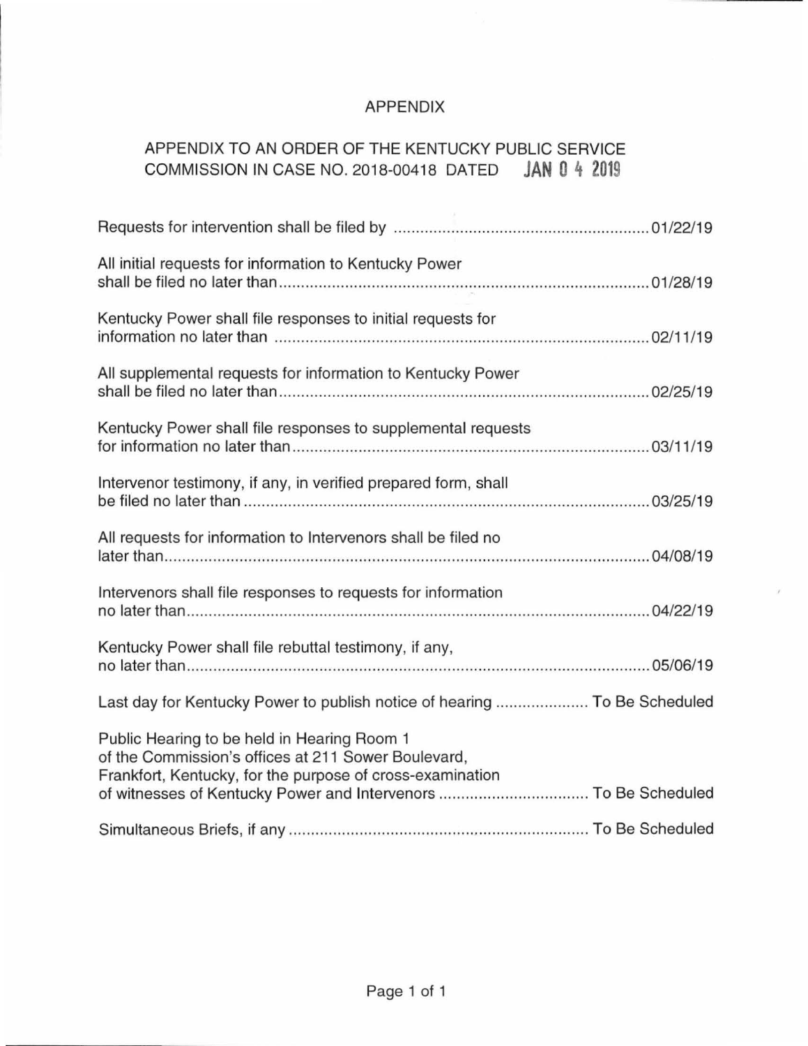# APPENDIX

## APPENDIX TO AN ORDER OF THE KENTUCKY PUBLIC SERVICE COMMISSION IN CASE NO. 2018-00418 DATED JAN 04 2019

| | |
|---|---|
| Requests for intervention shall be filed by | 01/22/19 |
| All initial requests for information to Kentucky Power shall be filed no later than | 01/28/19 |
| Kentucky Power shall file responses to initial requests for information no later than | 02/11/19 |
| All supplemental requests for information to Kentucky Power shall be filed no later than | 02/25/19 |
| Kentucky Power shall file responses to supplemental requests for information no later than | 03/11/19 |
| Intervenor testimony, if any, in verified prepared form, shall be filed no later than | 03/25/19 |
| All requests for information to Intervenors shall be filed no later than | 04/08/19 |
| Intervenors shall file responses to requests for information no later than | 04/22/19 |
| Kentucky Power shall file rebuttal testimony, if any, no later than | 05/06/19 |
| Last day for Kentucky Power to publish notice of hearing | To Be Scheduled |
| Public Hearing to be held in Hearing Room 1 of the Commission's offices at 211 Sower Boulevard, Frankfort, Kentucky, for the purpose of cross-examination of witnesses of Kentucky Power and Intervenors | To Be Scheduled |
| Simultaneous Briefs, if any | To Be Scheduled |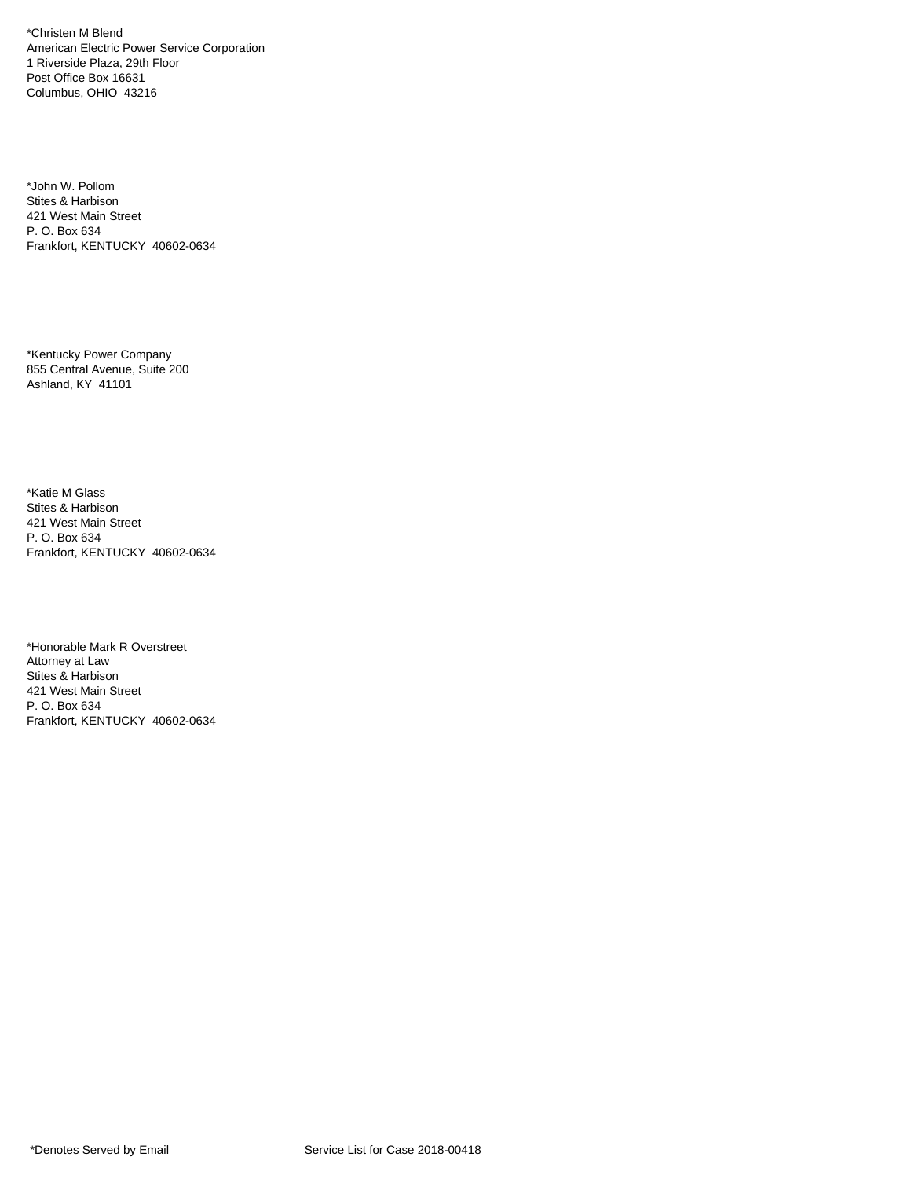*Christen M Blend
American Electric Power Service Corporation
1 Riverside Plaza, 29th Floor
Post Office Box 16631
Columbus, OHIO  43216

*John W. Pollom
Stites & Harbison
421 West Main Street
P. O. Box 634
Frankfort, KENTUCKY  40602-0634

*Kentucky Power Company
855 Central Avenue, Suite 200
Ashland, KY  41101

*Katie M Glass
Stites & Harbison
421 West Main Street
P. O. Box 634
Frankfort, KENTUCKY  40602-0634

*Honorable Mark R Overstreet
Attorney at Law
Stites & Harbison
421 West Main Street
P. O. Box 634
Frankfort, KENTUCKY  40602-0634

*Denotes Served by Email

Service List for Case 2018-00418